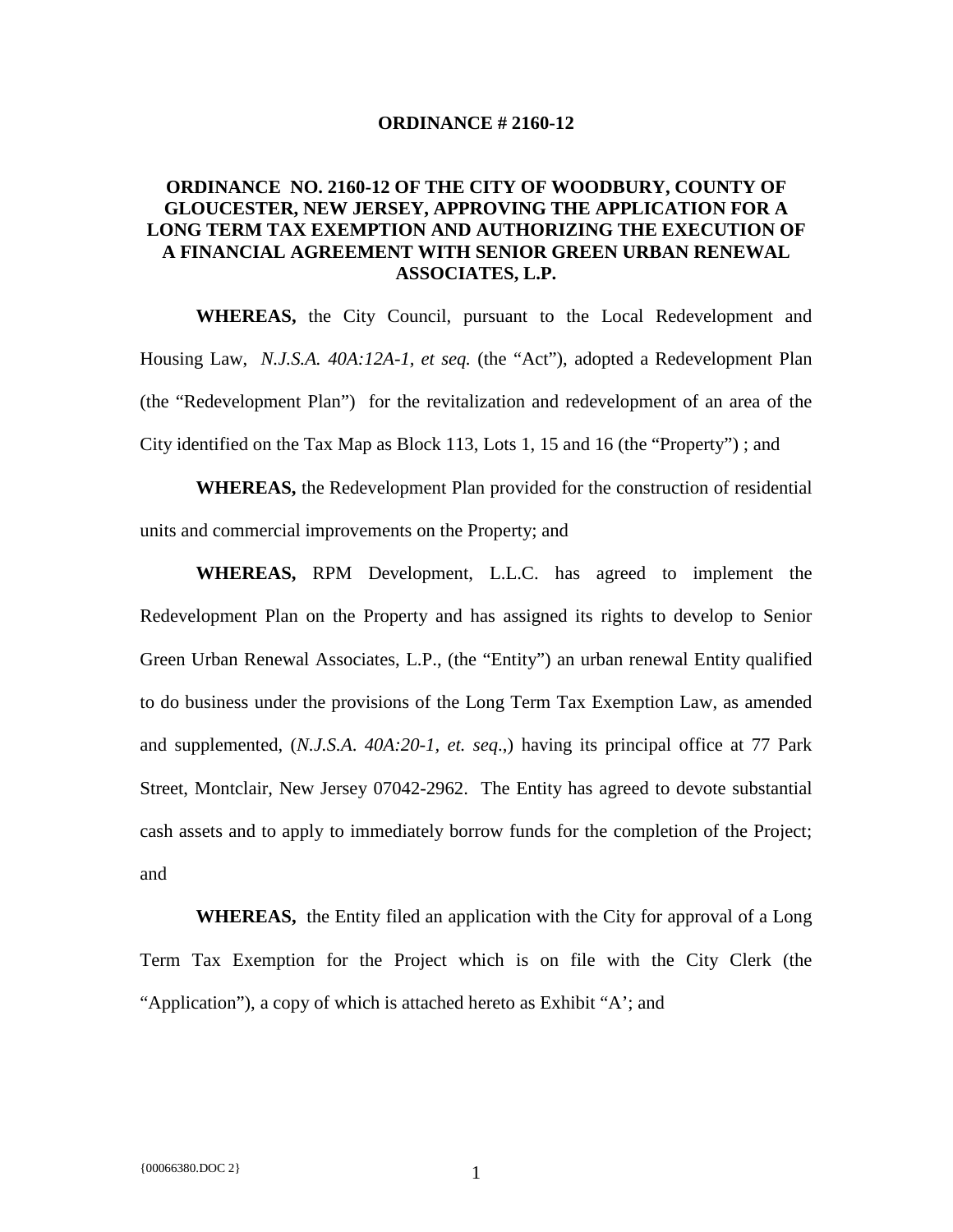**ORDINANCE # 2160-12**

**ORDINANCE NO. 2160-12 OF THE CITY OF WOODBURY, COUNTY OF GLOUCESTER, NEW JERSEY, APPROVING THE APPLICATION FOR A LONG TERM TAX EXEMPTION AND AUTHORIZING THE EXECUTION OF A FINANCIAL AGREEMENT WITH SENIOR GREEN URBAN RENEWAL ASSOCIATES, L.P.**

**WHEREAS,** the City Council, pursuant to the Local Redevelopment and Housing Law, *N.J.S.A. 40A:12A-1, et seq.* (the "Act"), adopted a Redevelopment Plan (the "Redevelopment Plan") for the revitalization and redevelopment of an area of the City identified on the Tax Map as Block 113, Lots 1, 15 and 16 (the "Property") ; and

**WHEREAS,** the Redevelopment Plan provided for the construction of residential units and commercial improvements on the Property; and

**WHEREAS,** RPM Development, L.L.C. has agreed to implement the Redevelopment Plan on the Property and has assigned its rights to develop to Senior Green Urban Renewal Associates, L.P., (the "Entity") an urban renewal Entity qualified to do business under the provisions of the Long Term Tax Exemption Law, as amended and supplemented, (*N.J.S.A. 40A:20-1, et. seq*.,) having its principal office at 77 Park Street, Montclair, New Jersey 07042-2962. The Entity has agreed to devote substantial cash assets and to apply to immediately borrow funds for the completion of the Project; and

**WHEREAS,** the Entity filed an application with the City for approval of a Long Term Tax Exemption for the Project which is on file with the City Clerk (the "Application"), a copy of which is attached hereto as Exhibit "A'; and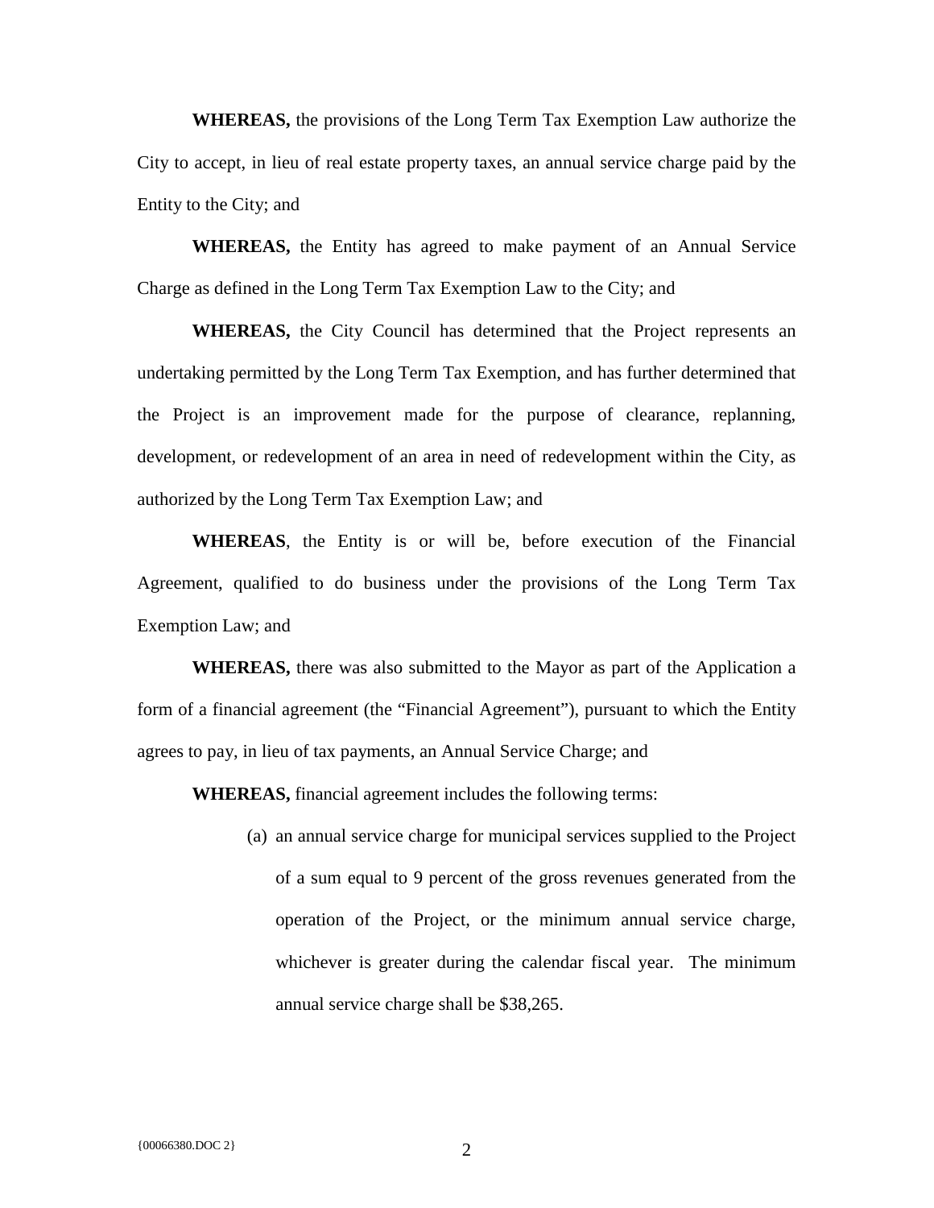**WHEREAS,** the provisions of the Long Term Tax Exemption Law authorize the City to accept, in lieu of real estate property taxes, an annual service charge paid by the Entity to the City; and

**WHEREAS,** the Entity has agreed to make payment of an Annual Service Charge as defined in the Long Term Tax Exemption Law to the City; and

**WHEREAS,** the City Council has determined that the Project represents an undertaking permitted by the Long Term Tax Exemption, and has further determined that the Project is an improvement made for the purpose of clearance, replanning, development, or redevelopment of an area in need of redevelopment within the City, as authorized by the Long Term Tax Exemption Law; and

**WHEREAS**, the Entity is or will be, before execution of the Financial Agreement, qualified to do business under the provisions of the Long Term Tax Exemption Law; and

**WHEREAS,** there was also submitted to the Mayor as part of the Application a form of a financial agreement (the "Financial Agreement"), pursuant to which the Entity agrees to pay, in lieu of tax payments, an Annual Service Charge; and

**WHEREAS,** financial agreement includes the following terms:

(a) an annual service charge for municipal services supplied to the Project of a sum equal to 9 percent of the gross revenues generated from the operation of the Project, or the minimum annual service charge, whichever is greater during the calendar fiscal year. The minimum annual service charge shall be $38,265.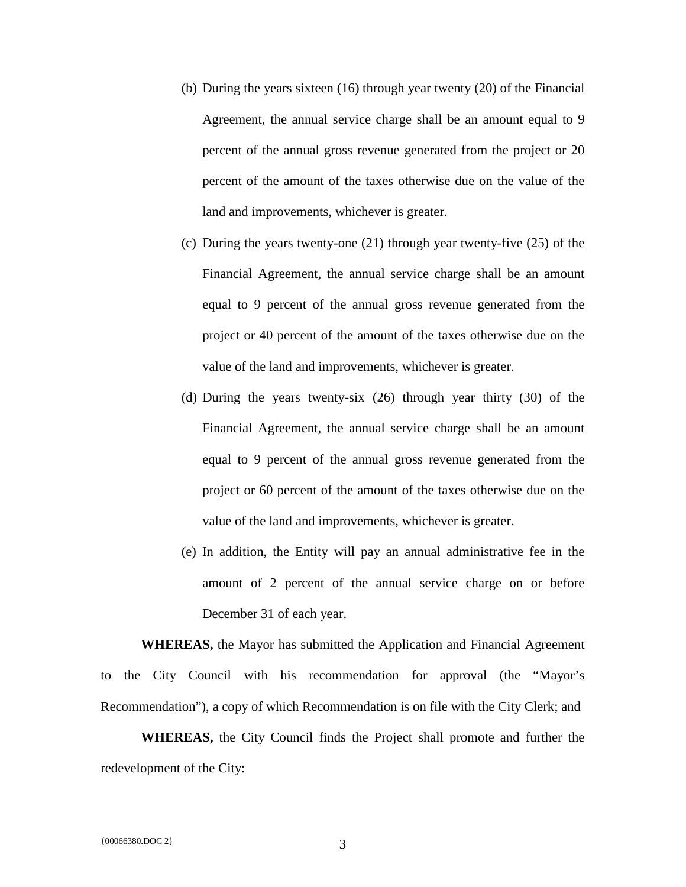(b) During the years sixteen (16) through year twenty (20) of the Financial Agreement, the annual service charge shall be an amount equal to 9 percent of the annual gross revenue generated from the project or 20 percent of the amount of the taxes otherwise due on the value of the land and improvements, whichever is greater.

(c) During the years twenty-one (21) through year twenty-five (25) of the Financial Agreement, the annual service charge shall be an amount equal to 9 percent of the annual gross revenue generated from the project or 40 percent of the amount of the taxes otherwise due on the value of the land and improvements, whichever is greater.

(d) During the years twenty-six (26) through year thirty (30) of the Financial Agreement, the annual service charge shall be an amount equal to 9 percent of the annual gross revenue generated from the project or 60 percent of the amount of the taxes otherwise due on the value of the land and improvements, whichever is greater.

(e) In addition, the Entity will pay an annual administrative fee in the amount of 2 percent of the annual service charge on or before December 31 of each year.

**WHEREAS,** the Mayor has submitted the Application and Financial Agreement to the City Council with his recommendation for approval (the "Mayor's Recommendation"), a copy of which Recommendation is on file with the City Clerk; and

**WHEREAS,** the City Council finds the Project shall promote and further the redevelopment of the City:

{00066380.DOC 2}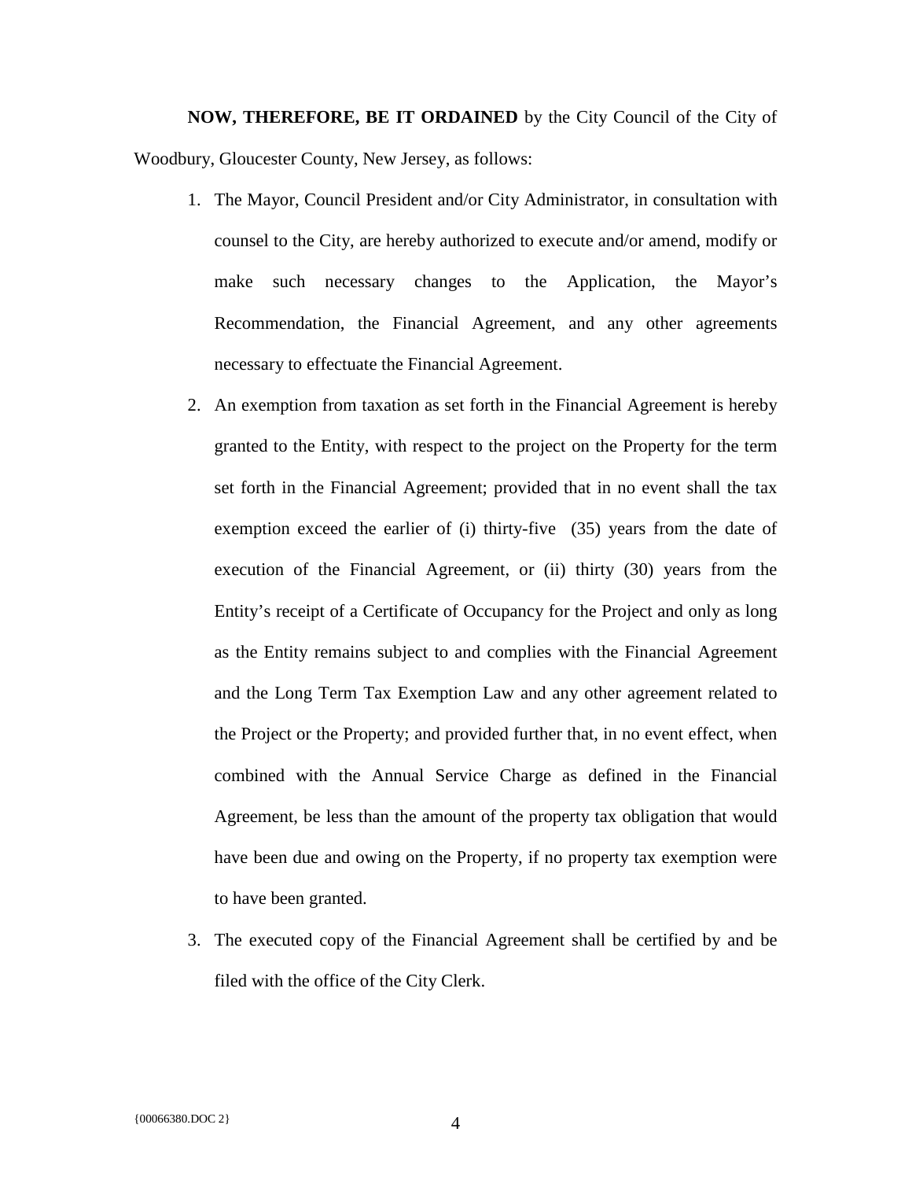**NOW, THEREFORE, BE IT ORDAINED** by the City Council of the City of Woodbury, Gloucester County, New Jersey, as follows:

1. The Mayor, Council President and/or City Administrator, in consultation with counsel to the City, are hereby authorized to execute and/or amend, modify or make such necessary changes to the Application, the Mayor's Recommendation, the Financial Agreement, and any other agreements necessary to effectuate the Financial Agreement.
2. An exemption from taxation as set forth in the Financial Agreement is hereby granted to the Entity, with respect to the project on the Property for the term set forth in the Financial Agreement; provided that in no event shall the tax exemption exceed the earlier of (i) thirty-five (35) years from the date of execution of the Financial Agreement, or (ii) thirty (30) years from the Entity's receipt of a Certificate of Occupancy for the Project and only as long as the Entity remains subject to and complies with the Financial Agreement and the Long Term Tax Exemption Law and any other agreement related to the Project or the Property; and provided further that, in no event effect, when combined with the Annual Service Charge as defined in the Financial Agreement, be less than the amount of the property tax obligation that would have been due and owing on the Property, if no property tax exemption were to have been granted.
3. The executed copy of the Financial Agreement shall be certified by and be filed with the office of the City Clerk.

{00066380.DOC 2}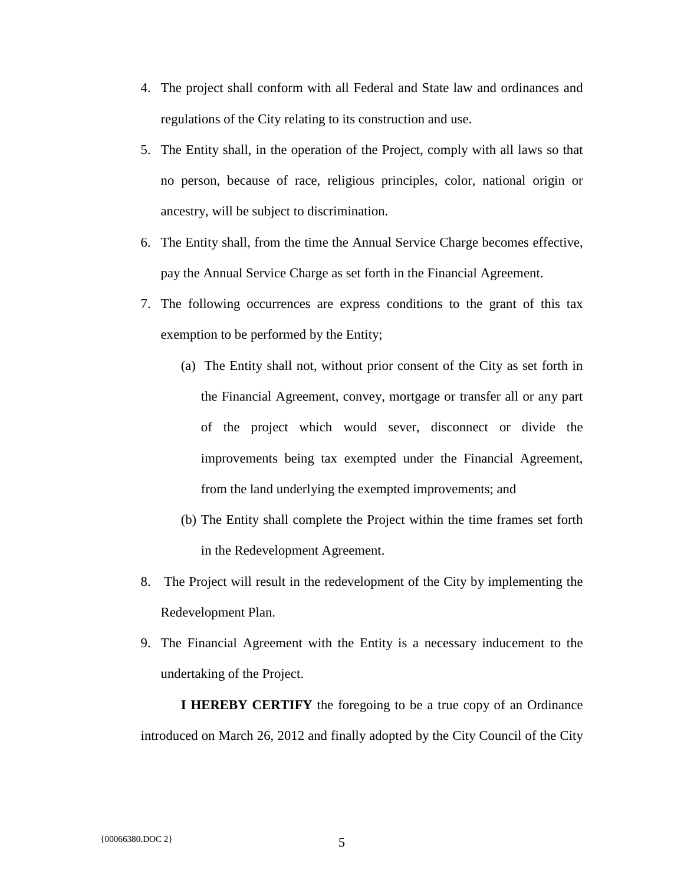4. The project shall conform with all Federal and State law and ordinances and regulations of the City relating to its construction and use.
5. The Entity shall, in the operation of the Project, comply with all laws so that no person, because of race, religious principles, color, national origin or ancestry, will be subject to discrimination.
6. The Entity shall, from the time the Annual Service Charge becomes effective, pay the Annual Service Charge as set forth in the Financial Agreement.
7. The following occurrences are express conditions to the grant of this tax exemption to be performed by the Entity;
   (a) The Entity shall not, without prior consent of the City as set forth in the Financial Agreement, convey, mortgage or transfer all or any part of the project which would sever, disconnect or divide the improvements being tax exempted under the Financial Agreement, from the land underlying the exempted improvements; and
   (b) The Entity shall complete the Project within the time frames set forth in the Redevelopment Agreement.
8. The Project will result in the redevelopment of the City by implementing the Redevelopment Plan.
9. The Financial Agreement with the Entity is a necessary inducement to the undertaking of the Project.

**I HEREBY CERTIFY** the foregoing to be a true copy of an Ordinance introduced on March 26, 2012 and finally adopted by the City Council of the City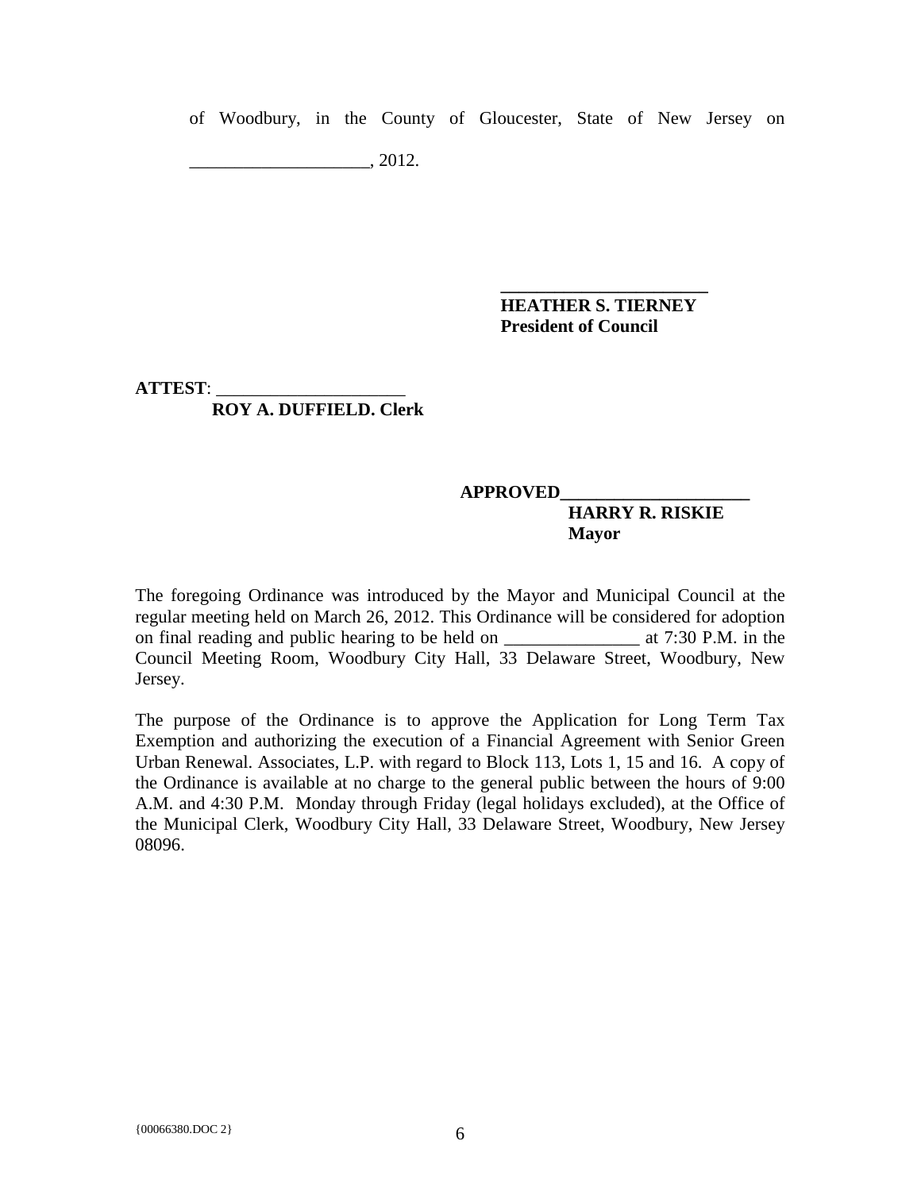of Woodbury, in the County of Gloucester, State of New Jersey on ____________________, 2012.

**_______________________**
**HEATHER S. TIERNEY**
**President of Council**

**ATTEST**: _____________________
**ROY A. DUFFIELD. Clerk**

**APPROVED_____________________**
**HARRY R. RISKIE**
**Mayor**

The foregoing Ordinance was introduced by the Mayor and Municipal Council at the regular meeting held on March 26, 2012. This Ordinance will be considered for adoption on final reading and public hearing to be held on _______________ at 7:30 P.M. in the Council Meeting Room, Woodbury City Hall, 33 Delaware Street, Woodbury, New Jersey.

The purpose of the Ordinance is to approve the Application for Long Term Tax Exemption and authorizing the execution of a Financial Agreement with Senior Green Urban Renewal. Associates, L.P. with regard to Block 113, Lots 1, 15 and 16. A copy of the Ordinance is available at no charge to the general public between the hours of 9:00 A.M. and 4:30 P.M. Monday through Friday (legal holidays excluded), at the Office of the Municipal Clerk, Woodbury City Hall, 33 Delaware Street, Woodbury, New Jersey 08096.

{00066380.DOC 2}